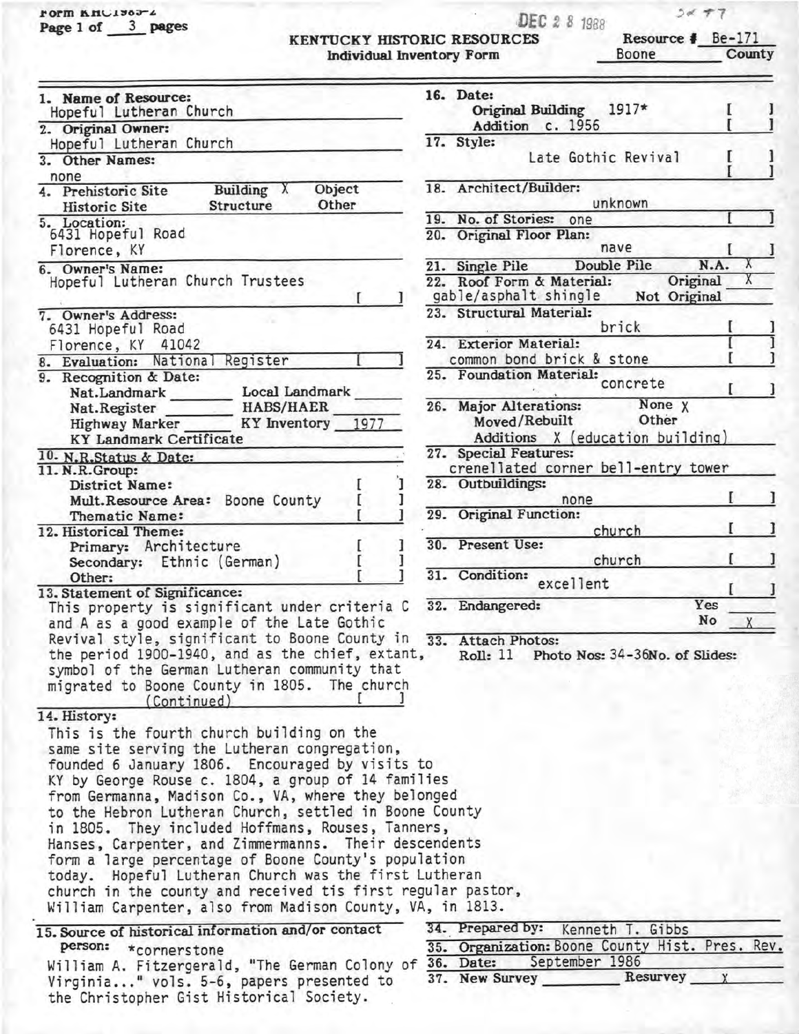Form KHC1985-2
Page 1 of 3 pages

DEC 2 8 1988

**KENTUCKY HISTORIC RESOURCES**
**Individual Inventory Form**

Resource # Be-171
Boone County

**1. Name of Resource:** Hopeful Lutheran Church

**2. Original Owner:** Hopeful Lutheran Church

**3. Other Names:** none

**4.** Prehistoric Site / Historic Site / Building X / Structure / Object / Other

**5. Location:**
6431 Hopeful Road
Florence, KY

**6. Owner's Name:** Hopeful Lutheran Church Trustees [ ]

**7. Owner's Address:**
6431 Hopeful Road
Florence, KY 41042

**8. Evaluation:** National Register [ ]

**9. Recognition & Date:**
Nat.Landmark ____ Local Landmark ____
Nat.Register ____ HABS/HAER ____
Highway Marker ____ KY Inventory 1977
KY Landmark Certificate

**10. N.R.Status & Date:**

**11. N.R.Group:**
District Name: [ ]
Mult.Resource Area: Boone County [ ]
Thematic Name: [ ]

**12. Historical Theme:**
Primary: Architecture [ ]
Secondary: Ethnic (German) [ ]
Other: [ ]

**13. Statement of Significance:**
This property is significant under criteria C and A as a good example of the Late Gothic Revival style, significant to Boone County in the period 1900-1940, and as the chief, extant, symbol of the German Lutheran community that migrated to Boone County in 1805. The church (Continued) [ ]

**14. History:**
This is the fourth church building on the same site serving the Lutheran congregation, founded 6 January 1806. Encouraged by visits to KY by George Rouse c. 1804, a group of 14 families from Germanna, Madison Co., VA, where they belonged to the Hebron Lutheran Church, settled in Boone County in 1805. They included Hoffmans, Rouses, Tanners, Hanses, Carpenter, and Zimmermanns. Their descendents form a large percentage of Boone County's population today. Hopeful Lutheran Church was the first Lutheran church in the county and received tis first regular pastor, William Carpenter, also from Madison County, VA, in 1813.

**15. Source of historical information and/or contact person:** *cornerstone
William A. Fitzgererald, "The German Colony of Virginia..." vols. 5-6, papers presented to the Christopher Gist Historical Society.

**16. Date:**
Original Building 1917* [ ]
Addition c. 1956 [ ]

**17. Style:** Late Gothic Revival [ ]

**18. Architect/Builder:** unknown

**19. No. of Stories:** one [ ]

**20. Original Floor Plan:** nave [ ]

**21.** Single Pile / Double Pile / N.A. X

**22. Roof Form & Material:** gable/asphalt shingle — Original X / Not Original

**23. Structural Material:** brick [ ]

**24. Exterior Material:** common bond brick & stone [ ]

**25. Foundation Material:** concrete [ ]

**26. Major Alterations:** None X
Moved/Rebuilt / Other
Additions X (education building)

**27. Special Features:** crenellated corner bell-entry tower

**28. Outbuildings:** none [ ]

**29. Original Function:** church [ ]

**30. Present Use:** church [ ]

**31. Condition:** excellent [ ]

**32. Endangered:** Yes ____ No X

**33. Attach Photos:**
Roll: 11 Photo Nos: 34-36 No. of Slides:

**34. Prepared by:** Kenneth T. Gibbs

**35. Organization:** Boone County Hist. Pres. Rev.

**36. Date:** September 1986

**37.** New Survey ____ Resurvey X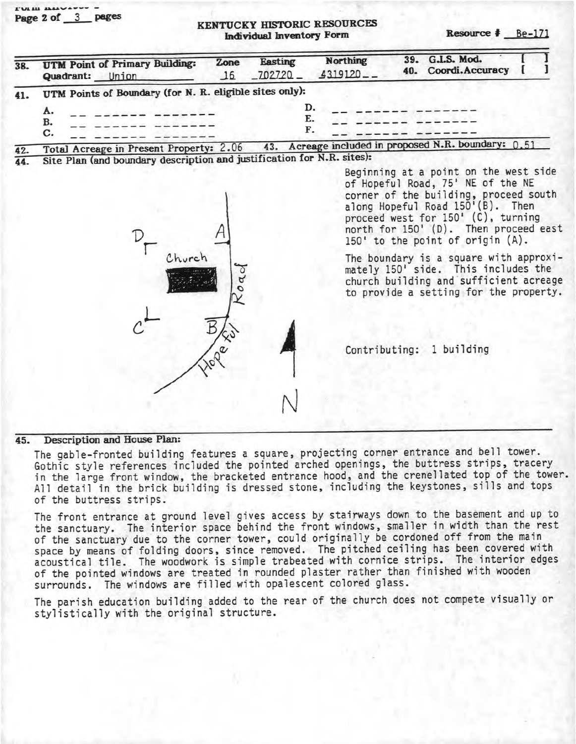# KENTUCKY HISTORIC RESOURCES
## Individual Inventory Form

Resource # Be-171

**38. UTM Point of Primary Building:** Quadrant: Union | **Zone** 16 | **Easting** 702720 | **Northing** 4319120

**39. G.I.S. Mod.** [ ]
**40. Coordi.Accuracy** [ ]

**41. UTM Points of Boundary (for N. R. eligible sites only):**

A. 
B. 
C. 
D. 
E. 
F. 

**42. Total Acreage in Present Property:** 2.06 **43. Acreage included in proposed N.R. boundary:** 0.51

**44. Site Plan (and boundary description and justification for N.R. sites):**

D A Church Hopeful Road C B N

Beginning at a point on the west side of Hopeful Road, 75' NE of the NE corner of the building, proceed south along Hopeful Road 150'(B). Then proceed west for 150' (C), turning north for 150' (D). Then proceed east 150' to the point of origin (A).

The boundary is a square with approximately 150' side. This includes the church building and sufficient acreage to provide a setting for the property.

Contributing: 1 building

**45. Description and House Plan:**

The gable-fronted building features a square, projecting corner entrance and bell tower. Gothic style references included the pointed arched openings, the buttress strips, tracery in the large front window, the bracketed entrance hood, and the crenellated top of the tower. All detail in the brick building is dressed stone, including the keystones, sills and tops of the buttress strips.

The front entrance at ground level gives access by stairways down to the basement and up to the sanctuary. The interior space behind the front windows, smaller in width than the rest of the sanctuary due to the corner tower, could originally be cordoned off from the main space by means of folding doors, since removed. The pitched ceiling has been covered with acoustical tile. The woodwork is simple trabeated with cornice strips. The interior edges of the pointed windows are treated in rounded plaster rather than finished with wooden surrounds. The windows are filled with opalescent colored glass.

The parish education building added to the rear of the church does not compete visually or stylistically with the original structure.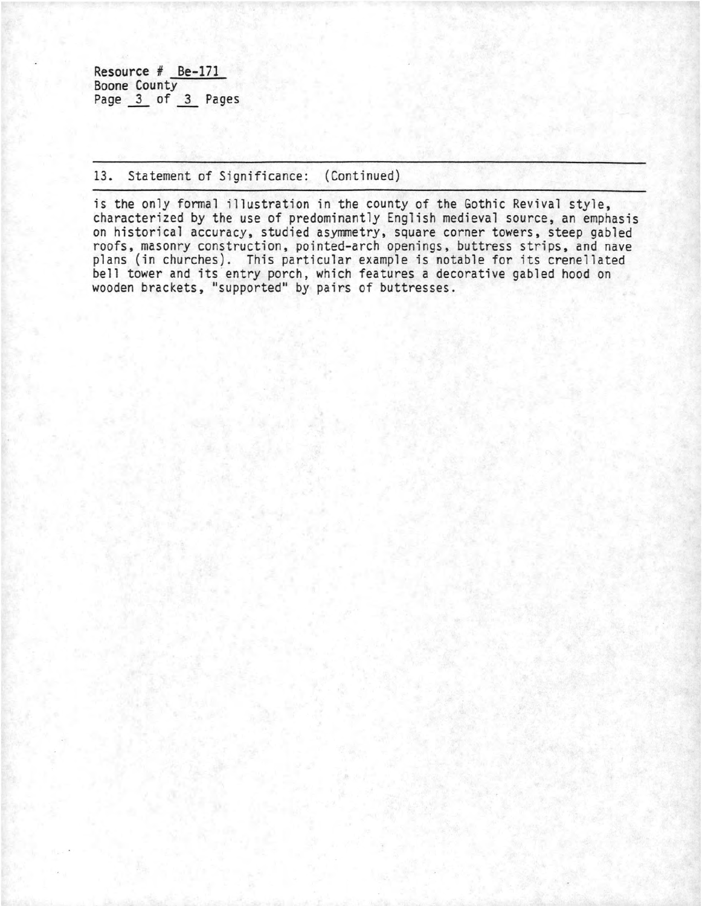Resource # Be-171
Boone County

## 13. Statement of Significance: (Continued)

is the only formal illustration in the county of the Gothic Revival style, characterized by the use of predominantly English medieval source, an emphasis on historical accuracy, studied asymmetry, square corner towers, steep gabled roofs, masonry construction, pointed-arch openings, buttress strips, and nave plans (in churches). This particular example is notable for its crenellated bell tower and its entry porch, which features a decorative gabled hood on wooden brackets, "supported" by pairs of buttresses.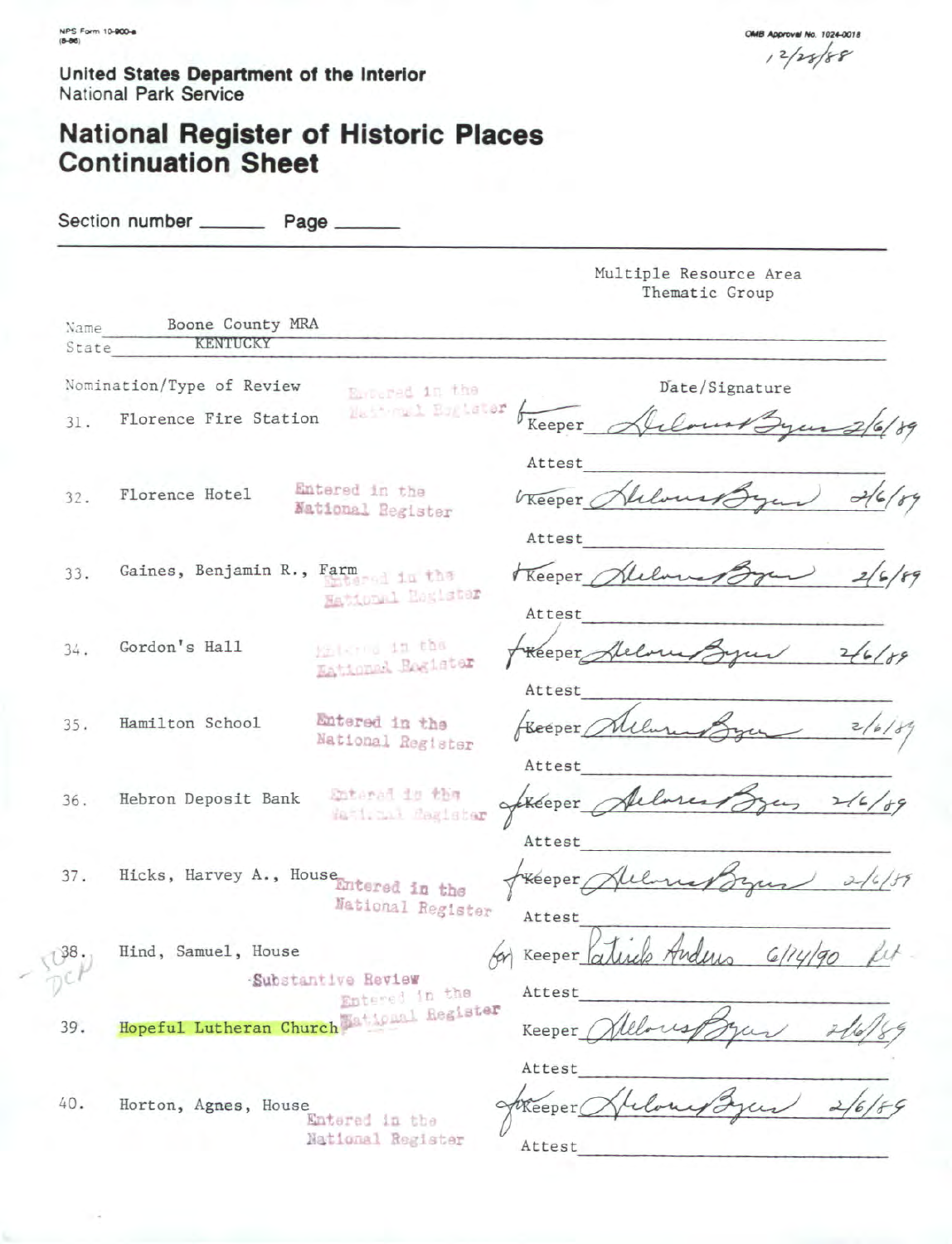NPS Form 10-900-a
(8-86)

OMB Approval No. 1024-0018

12/28/88

United States Department of the Interior
National Park Service

# National Register of Historic Places Continuation Sheet

Section number ______ Page ______

Multiple Resource Area
Thematic Group

Name: Boone County MRA
State: KENTUCKY

| Nomination/Type of Review | | Date/Signature |
|---|---|---|
| 31. Florence Fire Station | Entered in the National Register | Keeper Delores Byers 2/6/89 |
| | | Attest |
| 32. Florence Hotel | Entered in the National Register | Keeper Delores Byers 2/6/89 |
| | | Attest |
| 33. Gaines, Benjamin R., Farm | Entered in the National Register | Keeper Delores Byers 2/6/89 |
| | | Attest |
| 34. Gordon's Hall | Entered in the National Register | Keeper Delores Byers 2/6/89 |
| | | Attest |
| 35. Hamilton School | Entered in the National Register | Keeper Delores Byers 2/6/89 |
| | | Attest |
| 36. Hebron Deposit Bank | Entered in the National Register | Keeper Delores Byers 2/6/89 |
| | | Attest |
| 37. Hicks, Harvey A., House | Entered in the National Register | Keeper Delores Byers 2/6/89 |
| | | Attest |
| 38. Hind, Samuel, House | Substantive Review | for Keeper Patrick Andrus 6/14/90 |
| | | Attest |
| 39. Hopeful Lutheran Church | Entered in the National Register | Keeper Delores Byers 2/6/89 |
| | | Attest |
| 40. Horton, Agnes, House | Entered in the National Register | for Keeper Delores Byers 2/6/89 |
| | | Attest |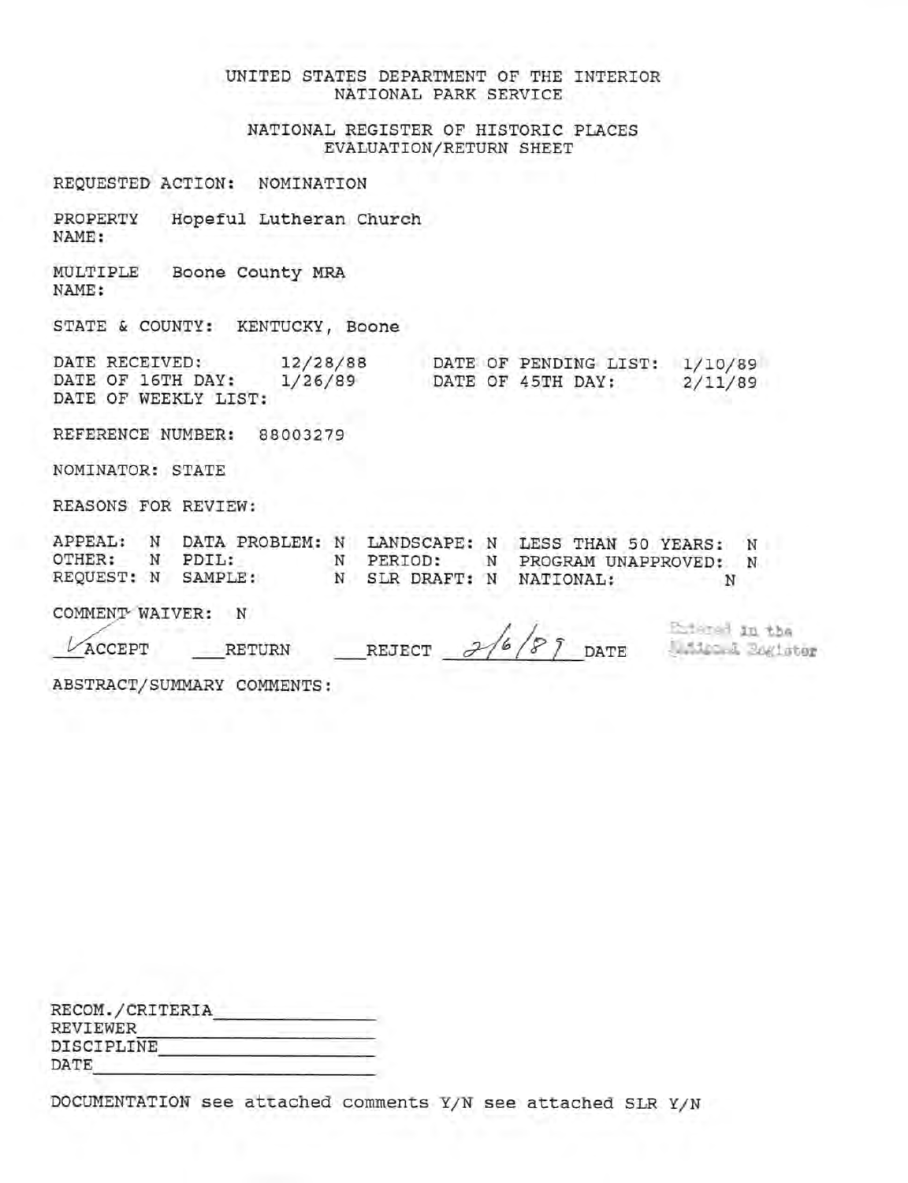UNITED STATES DEPARTMENT OF THE INTERIOR
NATIONAL PARK SERVICE

NATIONAL REGISTER OF HISTORIC PLACES
EVALUATION/RETURN SHEET

REQUESTED ACTION: NOMINATION

PROPERTY NAME: Hopeful Lutheran Church

MULTIPLE NAME: Boone County MRA

STATE & COUNTY: KENTUCKY, Boone

DATE RECEIVED: 12/28/88 DATE OF PENDING LIST: 1/10/89
DATE OF 16TH DAY: 1/26/89 DATE OF 45TH DAY: 2/11/89
DATE OF WEEKLY LIST:

REFERENCE NUMBER: 88003279

NOMINATOR: STATE

REASONS FOR REVIEW:

| | | | | | | | |
|---|---|---|---|---|---|---|---|
| APPEAL: | N | DATA PROBLEM: | N | LANDSCAPE: | N | LESS THAN 50 YEARS: | N |
| OTHER: | N | PDIL: | N | PERIOD: | N | PROGRAM UNAPPROVED: | N |
| REQUEST: | N | SAMPLE: | N | SLR DRAFT: | N | NATIONAL: | N |

COMMENT WAIVER: N

✓ ACCEPT ___RETURN ___REJECT 2/6/89 DATE Entered in the National Register

ABSTRACT/SUMMARY COMMENTS:

RECOM./CRITERIA_______________
REVIEWER_______________
DISCIPLINE_______________
DATE_______________

DOCUMENTATION see attached comments Y/N see attached SLR Y/N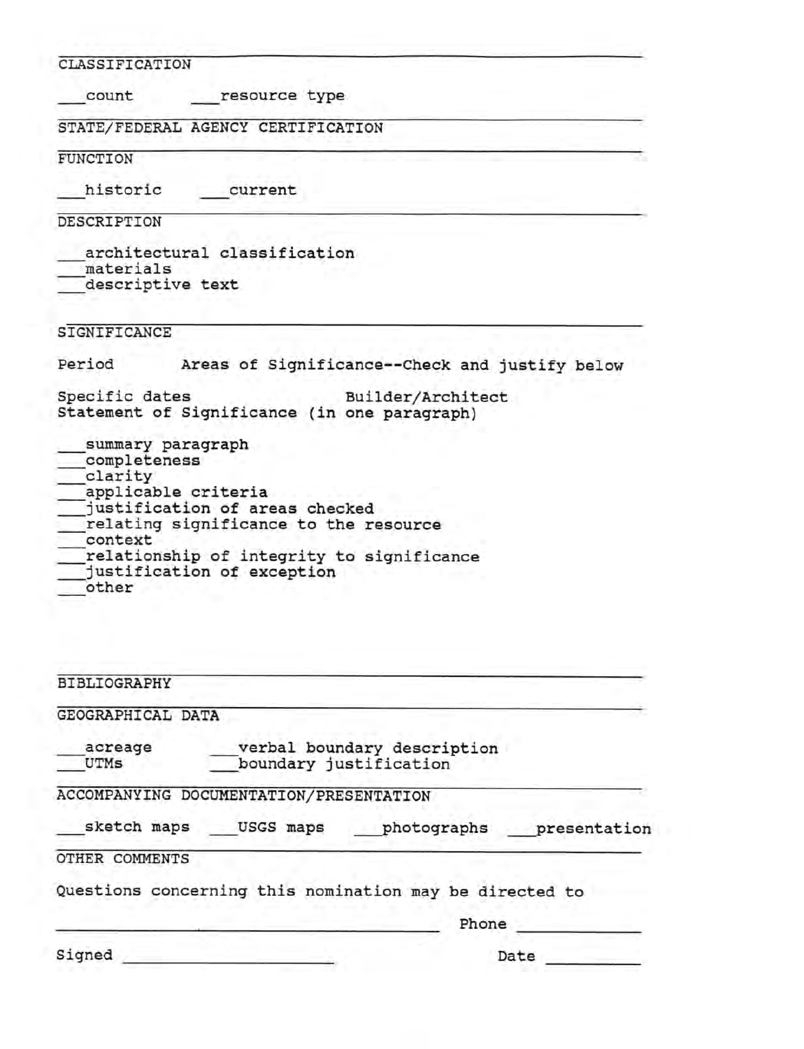## CLASSIFICATION

___count ___resource type

## STATE/FEDERAL AGENCY CERTIFICATION

## FUNCTION

___historic ___current

## DESCRIPTION

___architectural classification
___materials
___descriptive text

## SIGNIFICANCE

Period Areas of Significance--Check and justify below

Specific dates Builder/Architect
Statement of Significance (in one paragraph)

___summary paragraph
___completeness
___clarity
___applicable criteria
___justification of areas checked
___relating significance to the resource
___context
___relationship of integrity to significance
___justification of exception
___other

## BIBLIOGRAPHY

## GEOGRAPHICAL DATA

___acreage ___verbal boundary description
___UTMs ___boundary justification

## ACCOMPANYING DOCUMENTATION/PRESENTATION

___sketch maps ___USGS maps ___photographs ___presentation

## OTHER COMMENTS

Questions concerning this nomination may be directed to

_______________________________ Phone ___________

Signed _______________________ Date _________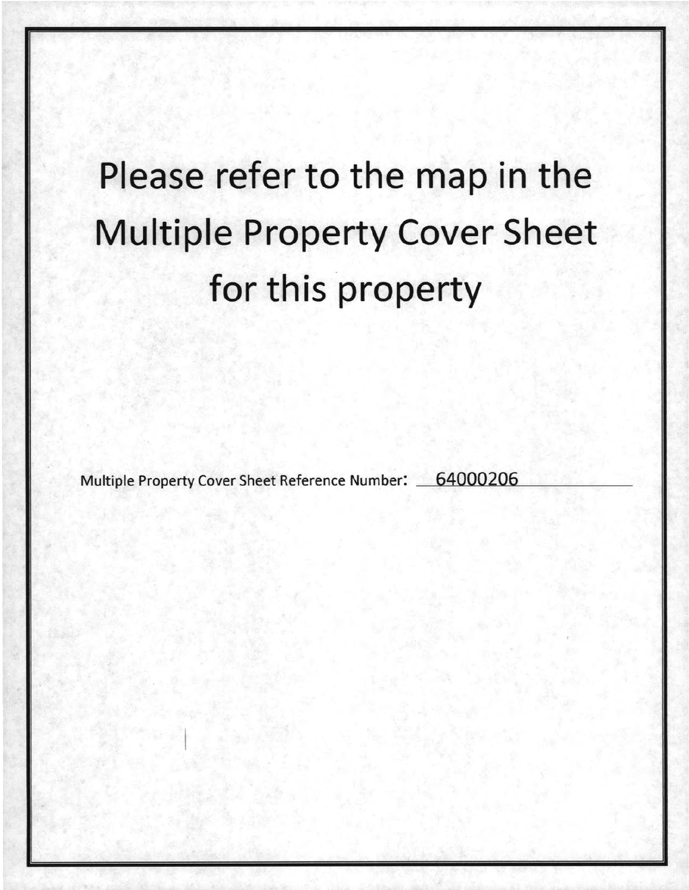# Please refer to the map in the Multiple Property Cover Sheet for this property

Multiple Property Cover Sheet Reference Number: 64000206